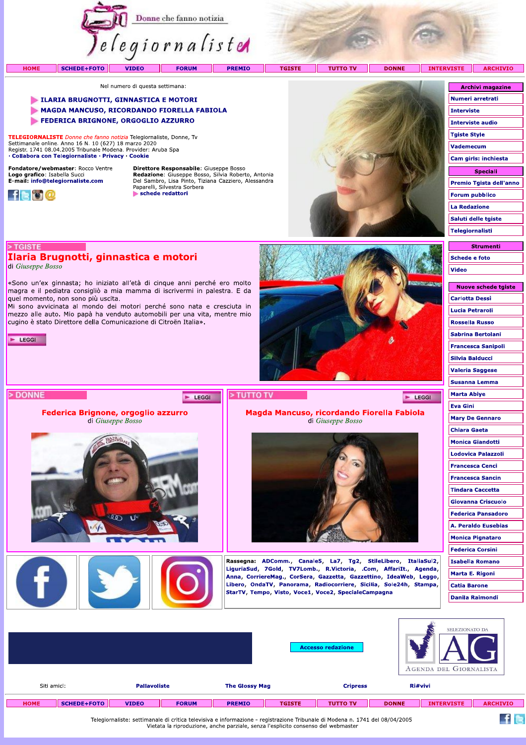Donne che fanno notizia

# Telegiornaliste

HOME | SCHEDE+FOTO | VIDEO | FORUM | PREMIO | TGISTE | TUTTO TV | DONNE | INTERVISTE | ARCHIVIO

Nel numero di questa settimana:

- **ILARIA BRUGNOTTI, GINNASTICA E MOTORI**
- **MAGDA MANCUSO, RICORDANDO FIORELLA FABIOLA**
- **FEDERICA BRIGNONE, ORGOGLIO AZZURRO**

**TELEGIORNALISTE** *Donne che fanno notizia* Telegiornaliste, Donne, Tv
Settimanale online. Anno 16 N. 10 (627) 18 marzo 2020
Registr. 1741 08.04.2005 Tribunale Modena. Provider: Aruba Spa
· **Collabora con Telegiornaliste** · **Privacy** · **Cookie**

**Fondatore/webmaster**: Rocco Ventre
**Logo grafico**: Isabella Succi
**E-mail**: **info@telegiornaliste.com**

**Direttore Responsabile**: Giuseppe Bosso
**Redazione**: Giuseppe Bosso, Silvia Roberto, Antonia Del Sambro, Lisa Pinto, Tiziana Cazziero, Alessandra Paparelli, Silvestra Sorbera
**schede redattori**

**Archivi magazine**
- Numeri arretrati
- Interviste
- Interviste audio
- Tgiste Style
- Vademecum
- Cam girls: inchiesta

**Speciali**
- Premio Tgista dell'anno
- Forum pubblico
- La Redazione
- Saluti delle tgiste
- Telegiornalisti

**Strumenti**
- Schede e foto
- Video

**Nuove schede tgiste**
- Carlotta Dessì
- Lucia Petraroli
- Rossella Russo
- Sabrina Bertolani
- Francesca Sanipoli
- Silvia Balducci
- Valeria Saggese
- Susanna Lemma
- Marta Abiye
- Eva Gini
- Mary De Gennaro
- Chiara Gaeta
- Monica Giandotti
- Lodovica Palazzoli
- Francesca Cenci
- Francesca Sancin
- Tindara Caccetta
- Giovanna Criscuolo
- Federica Pansadoro
- A. Peraldo Eusebias
- Monica Pignataro
- Federica Corsini
- Isabella Romano
- Marta E. Rigoni
- Catia Barone
- Danila Raimondi

> TGISTE

## Ilaria Brugnotti, ginnastica e motori

di *Giuseppe Bosso*

«Sono un'ex ginnasta; ho iniziato all'età di cinque anni perché ero molto magra e il pediatra consigliò a mia mamma di iscrivermi in palestra. E da quel momento, non sono più uscita.
Mi sono avvicinata al mondo dei motori perché sono nata e cresciuta in mezzo alle auto. Mio papà ha venduto automobili per una vita, mentre mio cugino è stato Direttore della Comunicazione di Citroën Italia».

LEGGI

> DONNE

LEGGI

## Federica Brignone, orgoglio azzurro

di *Giuseppe Bosso*

> TUTTO TV

LEGGI

## Magda Mancuso, ricordando Fiorella Fabiola

di *Giuseppe Bosso*

**Rassegna**: ADComm., Canale5, La7, Tg2, StileLibero, ItaliaSul2, LiguriaSud, 7Gold, TV7Lomb., R.Victoria, .Com, AffariIt., Agenda, Anna, CorriereMag., CorSera, Gazzetta, Gazzettino, IdeaWeb, Leggo, Libero, OndaTV, Panorama, Radiocorriere, Sicilia, Sole24h, Stampa, StarTV, Tempo, Visto, Voce1, Voce2, SpecialeCampagna

Accesso redazione

SELEZIONATO DA AG Agenda del Giornalista

Siti amici: **Pallavoliste** | **The Glossy Mag** | **Cripress** | **Ri#vivi**

HOME | SCHEDE+FOTO | VIDEO | FORUM | PREMIO | TGISTE | TUTTO TV | DONNE | INTERVISTE | ARCHIVIO

Telegiornaliste: settimanale di critica televisiva e informazione - registrazione Tribunale di Modena n. 1741 del 08/04/2005
Vietata la riproduzione, anche parziale, senza l'esplicito consenso del webmaster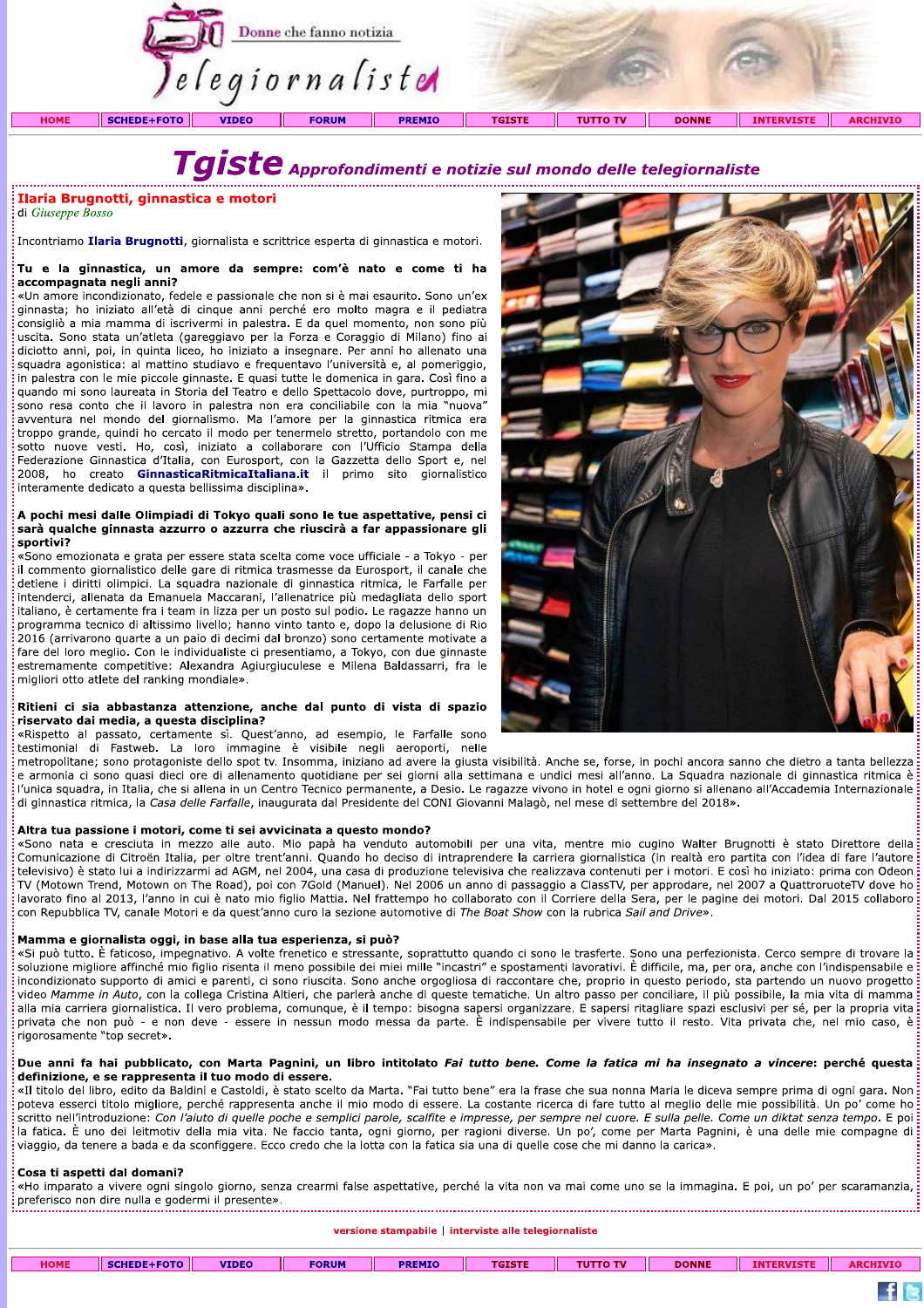# Tgiste *Approfondimenti e notizie sul mondo delle telegiornaliste*

## Ilaria Brugnotti, ginnastica e motori

di *Giuseppe Bosso*

Incontriamo **Ilaria Brugnotti**, giornalista e scrittrice esperta di ginnastica e motori.

**Tu e la ginnastica, un amore da sempre: com'è nato e come ti ha accompagnata negli anni?**

«Un amore incondizionato, fedele e passionale che non si è mai esaurito. Sono un'ex ginnasta; ho iniziato all'età di cinque anni perché ero molto magra e il pediatra consigliò a mia mamma di iscrivermi in palestra. E da quel momento, non sono più uscita. Sono stata un'atleta (gareggiavo per la Forza e Coraggio di Milano) fino ai diciotto anni, poi, in quinta liceo, ho iniziato a insegnare. Per anni ho allenato una squadra agonistica: al mattino studiavo e frequentavo l'università e, al pomeriggio, in palestra con le mie piccole ginnaste. E quasi tutte le domenica in gara. Così fino a quando mi sono laureata in Storia del Teatro e dello Spettacolo dove, purtroppo, mi sono resa conto che il lavoro in palestra non era conciliabile con la mia "nuova" avventura nel mondo del giornalismo. Ma l'amore per la ginnastica ritmica era troppo grande, quindi ho cercato il modo per tenermelo stretto, portandolo con me sotto nuove vesti. Ho, così, iniziato a collaborare con l'Ufficio Stampa della Federazione Ginnastica d'Italia, con Eurosport, con la Gazzetta dello Sport e, nel 2008, ho creato **GinnasticaRitmicaItaliana.it** il primo sito giornalistico interamente dedicato a questa bellissima disciplina».

**A pochi mesi dalle Olimpiadi di Tokyo quali sono le tue aspettative, pensi ci sarà qualche ginnasta azzurro o azzurra che riuscirà a far appassionare gli sportivi?**

«Sono emozionata e grata per essere stata scelta come voce ufficiale - a Tokyo - per il commento giornalistico delle gare di ritmica trasmesse da Eurosport, il canale che detiene i diritti olimpici. La squadra nazionale di ginnastica ritmica, le Farfalle per intenderci, allenata da Emanuela Maccarani, l'allenatrice più medagliata dello sport italiano, è certamente fra i team in lizza per un posto sul podio. Le ragazze hanno un programma tecnico di altissimo livello; hanno vinto tanto e, dopo la delusione di Rio 2016 (arrivarono quarte a un paio di decimi dal bronzo) sono certamente motivate a fare del loro meglio. Con le individualiste ci presentiamo, a Tokyo, con due ginnaste estremamente competitive: Alexandra Agiurgiuculese e Milena Baldassarri, fra le migliori otto atlete del ranking mondiale».

**Ritieni ci sia abbastanza attenzione, anche dal punto di vista di spazio riservato dai media, a questa disciplina?**

«Rispetto al passato, certamente sì. Quest'anno, ad esempio, le Farfalle sono testimonial di Fastweb. La loro immagine è visibile negli aeroporti, nelle metropolitane; sono protagoniste dello spot tv. Insomma, iniziano ad avere la giusta visibilità. Anche se, forse, in pochi ancora sanno che dietro a tanta bellezza e armonia ci sono quasi dieci ore di allenamento quotidiane per sei giorni alla settimana e undici mesi all'anno. La Squadra nazionale di ginnastica ritmica è l'unica squadra, in Italia, che si allena in un Centro Tecnico permanente, a Desio. Le ragazze vivono in hotel e ogni giorno si allenano all'Accademia Internazionale di ginnastica ritmica, la *Casa delle Farfalle*, inaugurata dal Presidente del CONI Giovanni Malagò, nel mese di settembre del 2018».

**Altra tua passione i motori, come ti sei avvicinata a questo mondo?**

«Sono nata e cresciuta in mezzo alle auto. Mio papà ha venduto automobili per una vita, mentre mio cugino Walter Brugnotti è stato Direttore della Comunicazione di Citroën Italia, per oltre trent'anni. Quando ho deciso di intraprendere la carriera giornalistica (in realtà ero partita con l'idea di fare l'autore televisivo) è stato lui a indirizzarmi ad AGM, nel 2004, una casa di produzione televisiva che realizzava contenuti per i motori. E così ho iniziato: prima con Odeon TV (Motown Trend, Motown on The Road), poi con 7Gold (Manuel). Nel 2006 un anno di passaggio a ClassTV, per approdare, nel 2007 a QuattroruoteTV dove ho lavorato fino al 2013, l'anno in cui è nato mio figlio Mattia. Nel frattempo ho collaborato con il Corriere della Sera, per le pagine dei motori. Dal 2015 collaboro con Repubblica TV, canale Motori e da quest'anno curo la sezione automotive di *The Boat Show* con la rubrica *Sail and Drive*».

**Mamma e giornalista oggi, in base alla tua esperienza, si può?**

«Si può tutto. È faticoso, impegnativo. A volte frenetico e stressante, soprattutto quando ci sono le trasferte. Sono una perfezionista. Cerco sempre di trovare la soluzione migliore affinché mio figlio risenta il meno possibile dei miei mille "incastri" e spostamenti lavorativi. È difficile, ma, per ora, anche con l'indispensabile e incondizionato supporto di amici e parenti, ci sono riuscita. Sono anche orgogliosa di raccontare che, proprio in questo periodo, sta partendo un nuovo progetto video *Mamme in Auto*, con la collega Cristina Altieri, che parlerà anche di queste tematiche. Un altro passo per conciliare, il più possibile, la mia vita di mamma alla mia carriera giornalistica. Il vero problema, comunque, è il tempo: bisogna sapersi organizzare. E sapersi ritagliare spazi esclusivi per sé, per la propria vita privata che non può - e non deve - essere in nessun modo messa da parte. È indispensabile per vivere tutto il resto. Vita privata che, nel mio caso, è rigorosamente "top secret"».

**Due anni fa hai pubblicato, con Marta Pagnini, un libro intitolato *Fai tutto bene. Come la fatica mi ha insegnato a vincere*: perché questa definizione, e se rappresenta il tuo modo di essere.**

«Il titolo del libro, edito da Baldini e Castoldi, è stato scelto da Marta. "Fai tutto bene" era la frase che sua nonna Maria le diceva sempre prima di ogni gara. Non poteva esserci titolo migliore, perché rappresenta anche il mio modo di essere. La costante ricerca di fare tutto al meglio delle mie possibilità. Un po' come ho scritto nell'introduzione: *Con l'aiuto di quelle poche e semplici parole, scalfite e impresse, per sempre nel cuore. E sulla pelle. Come un diktat senza tempo.* E poi la fatica. È uno dei leitmotiv della mia vita. Ne faccio tanta, ogni giorno, per ragioni diverse. Un po', come per Marta Pagnini, è una delle mie compagne di viaggio, da tenere a bada e da sconfiggere. Ecco credo che la lotta con la fatica sia una di quelle cose che mi danno la carica».

**Cosa ti aspetti dal domani?**

«Ho imparato a vivere ogni singolo giorno, senza crearmi false aspettative, perché la vita non va mai come uno se la immagina. E poi, un po' per scaramanzia, preferisco non dire nulla e godermi il presente».

versione stampabile | interviste alle telegiornaliste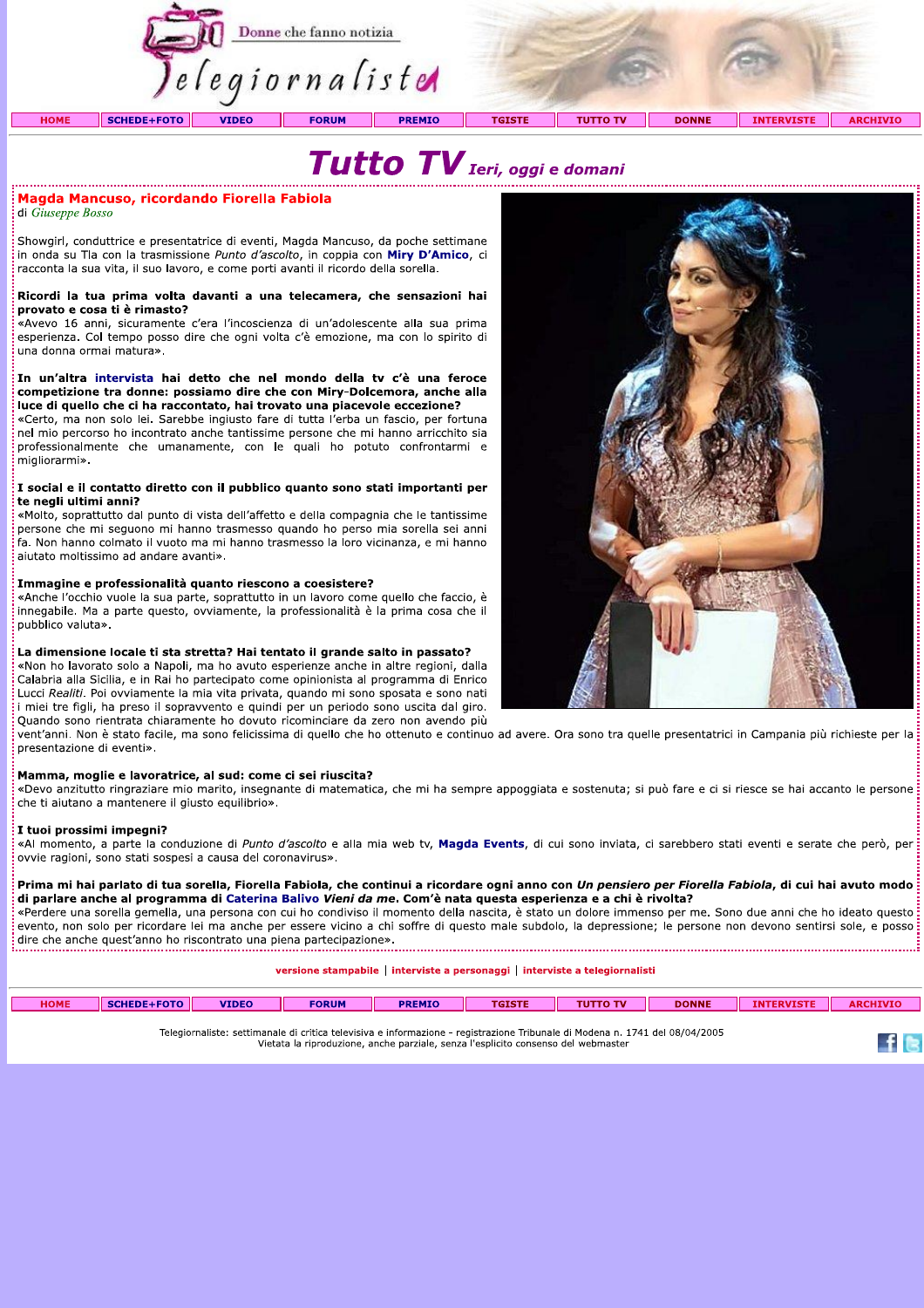# Tutto TV *Ieri, oggi e domani*

## Magda Mancuso, ricordando Fiorella Fabiola

di *Giuseppe Bosso*

Showgirl, conduttrice e presentatrice di eventi, Magda Mancuso, da poche settimane in onda su Tla con la trasmissione *Punto d'ascolto*, in coppia con **Miry D'Amico**, ci racconta la sua vita, il suo lavoro, e come porti avanti il ricordo della sorella.

**Ricordi la tua prima volta davanti a una telecamera, che sensazioni hai provato e cosa ti è rimasto?**

«Avevo 16 anni, sicuramente c'era l'incoscienza di un'adolescente alla sua prima esperienza. Col tempo posso dire che ogni volta c'è emozione, ma con lo spirito di una donna ormai matura».

**In un'altra intervista hai detto che nel mondo della tv c'è una feroce competizione tra donne: possiamo dire che con Miry-Dolcemora, anche alla luce di quello che ci ha raccontato, hai trovato una piacevole eccezione?**

«Certo, ma non solo lei. Sarebbe ingiusto fare di tutta l'erba un fascio, per fortuna nel mio percorso ho incontrato anche tantissime persone che mi hanno arricchito sia professionalmente che umanamente, con le quali ho potuto confrontarmi e migliorarmi».

**I social e il contatto diretto con il pubblico quanto sono stati importanti per te negli ultimi anni?**

«Molto, soprattutto dal punto di vista dell'affetto e della compagnia che le tantissime persone che mi seguono mi hanno trasmesso quando ho perso mia sorella sei anni fa. Non hanno colmato il vuoto ma mi hanno trasmesso la loro vicinanza, e mi hanno aiutato moltissimo ad andare avanti».

**Immagine e professionalità quanto riescono a coesistere?**

«Anche l'occhio vuole la sua parte, soprattutto in un lavoro come quello che faccio, è innegabile. Ma a parte questo, ovviamente, la professionalità è la prima cosa che il pubblico valuta».

**La dimensione locale ti sta stretta? Hai tentato il grande salto in passato?**

«Non ho lavorato solo a Napoli, ma ho avuto esperienze anche in altre regioni, dalla Calabria alla Sicilia, e in Rai ho partecipato come opinionista al programma di Enrico Lucci *Realiti*. Poi ovviamente la mia vita privata, quando mi sono sposata e sono nati i miei tre figli, ha preso il sopravvento e quindi per un periodo sono uscita dal giro. Quando sono rientrata chiaramente ho dovuto ricominciare da zero non avendo più vent'anni. Non è stato facile, ma sono felicissima di quello che ho ottenuto e continuo ad avere. Ora sono tra quelle presentatrici in Campania più richieste per la presentazione di eventi».

**Mamma, moglie e lavoratrice, al sud: come ci sei riuscita?**

«Devo anzitutto ringraziare mio marito, insegnante di matematica, che mi ha sempre appoggiata e sostenuta; si può fare e ci si riesce se hai accanto le persone che ti aiutano a mantenere il giusto equilibrio».

**I tuoi prossimi impegni?**

«Al momento, a parte la conduzione di *Punto d'ascolto* e alla mia web tv, **Magda Events**, di cui sono inviata, ci sarebbero stati eventi e serate che però, per ovvie ragioni, sono stati sospesi a causa del coronavirus».

**Prima mi hai parlato di tua sorella, Fiorella Fabiola, che continui a ricordare ogni anno con *Un pensiero per Fiorella Fabiola*, di cui hai avuto modo di parlare anche al programma di Caterina Balivo *Vieni da me*. Com'è nata questa esperienza e a chi è rivolta?**

«Perdere una sorella gemella, una persona con cui ho condiviso il momento della nascita, è stato un dolore immenso per me. Sono due anni che ho ideato questo evento, non solo per ricordare lei ma anche per essere vicino a chi soffre di questo male subdolo, la depressione; le persone non devono sentirsi sole, e posso dire che anche quest'anno ho riscontrato una piena partecipazione».

versione stampabile | interviste a personaggi | interviste a telegiornalisti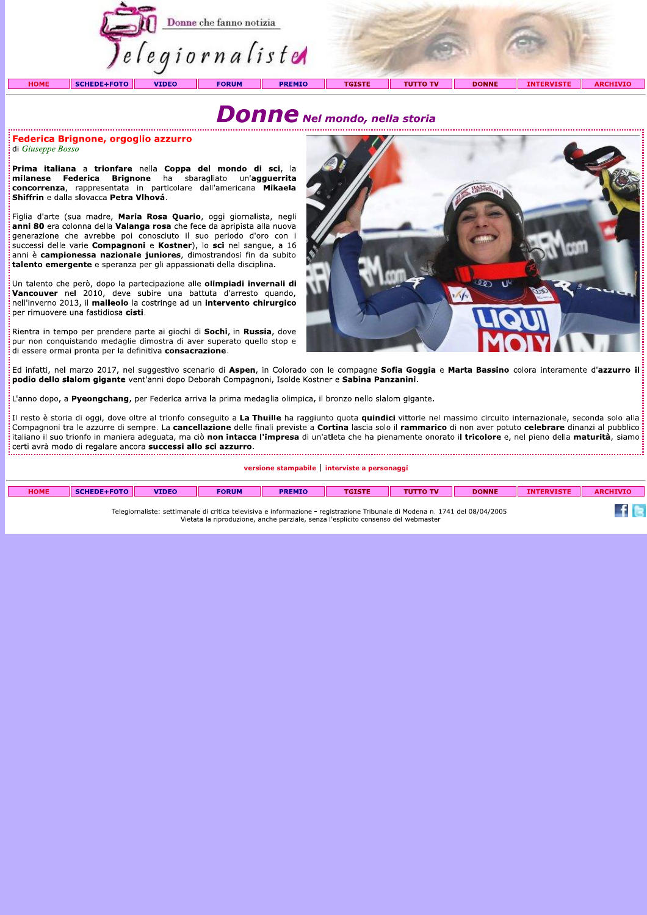# Donne *Nel mondo, nella storia*

## Federica Brignone, orgoglio azzurro

di *Giuseppe Bosso*

**Prima italiana** a **trionfare** nella **Coppa del mondo di sci**, la **milanese Federica Brignone** ha sbaragliato un'**agguerrita concorrenza**, rappresentata in particolare dall'americana **Mikaela Shiffrin** e dalla slovacca **Petra Vlhová**.

Figlia d'arte (sua madre, **Maria Rosa Quario**, oggi giornalista, negli **anni 80** era colonna della **Valanga rosa** che fece da apripista alla nuova generazione che avrebbe poi conosciuto il suo periodo d'oro con i successi delle varie **Compagnoni** e **Kostner**), lo **sci** nel sangue, a 16 anni è **campionessa nazionale juniores**, dimostrandosi fin da subito **talento emergente** e speranza per gli appassionati della disciplina.

Un talento che però, dopo la partecipazione alle **olimpiadi invernali di Vancouver** nel 2010, deve subire una battuta d'arresto quando, nell'inverno 2013, il **malleolo** la costringe ad un **intervento chirurgico** per rimuovere una fastidiosa **cisti**.

Rientra in tempo per prendere parte ai giochi di **Sochi**, in **Russia**, dove pur non conquistando medaglie dimostra di aver superato quello stop e di essere ormai pronta per la definitiva **consacrazione**.

Ed infatti, nel marzo 2017, nel suggestivo scenario di **Aspen**, in Colorado con le compagne **Sofia Goggia** e **Marta Bassino** colora interamente d'**azzurro il podio dello slalom gigante** vent'anni dopo Deborah Compagnoni, Isolde Kostner e **Sabina Panzanini**.

L'anno dopo, a **Pyeongchang**, per Federica arriva la prima medaglia olimpica, il bronzo nello slalom gigante.

Il resto è storia di oggi, dove oltre al trionfo conseguito a **La Thuille** ha raggiunto quota **quindici** vittorie nel massimo circuito internazionale, seconda solo alla Compagnoni tra le azzurre di sempre. La **cancellazione** delle finali previste a **Cortina** lascia solo il **rammarico** di non aver potuto **celebrare** dinanzi al pubblico italiano il suo trionfo in maniera adeguata, ma ciò **non intacca l'impresa** di un'atleta che ha pienamente onorato il **tricolore** e, nel pieno della **maturità**, siamo certi avrà modo di regalare ancora **successi allo sci azzurro**.

versione stampabile | interviste a personaggi

Telegiornaliste: settimanale di critica televisiva e informazione - registrazione Tribunale di Modena n. 1741 del 08/04/2005
Vietata la riproduzione, anche parziale, senza l'esplicito consenso del webmaster